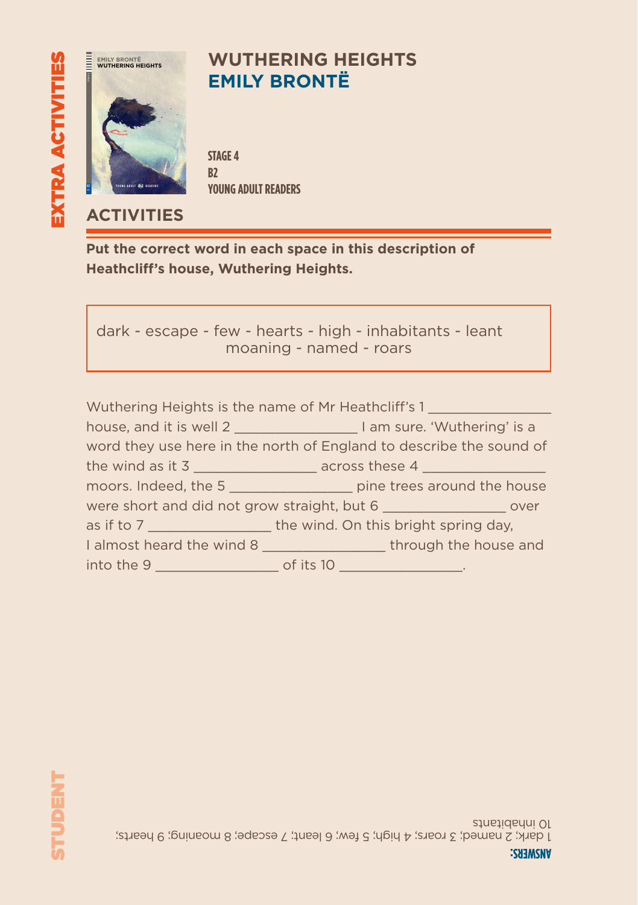# WUTHERING HEIGHTS
## EMILY BRONTË

**STAGE 4**
**B2**
**YOUNG ADULT READERS**

EXTRA ACTIVITIES

STUDENT

## ACTIVITIES

**Put the correct word in each space in this description of Heathcliff's house, Wuthering Heights.**

dark - escape - few - hearts - high - inhabitants - leant
moaning - named - roars

Wuthering Heights is the name of Mr Heathcliff's 1 ________________ house, and it is well 2 ________________ I am sure. 'Wuthering' is a word they use here in the north of England to describe the sound of the wind as it 3 ________________ across these 4 ________________ moors. Indeed, the 5 ________________ pine trees around the house were short and did not grow straight, but 6 ________________ over as if to 7 ________________ the wind. On this bright spring day, I almost heard the wind 8 ________________ through the house and into the 9 ________________ of its 10 ________________.

**ANSWERS:**
1 dark; 2 named; 3 roars; 4 high; 5 few; 6 leant; 7 escape; 8 moaning; 9 hearts; 10 inhabitants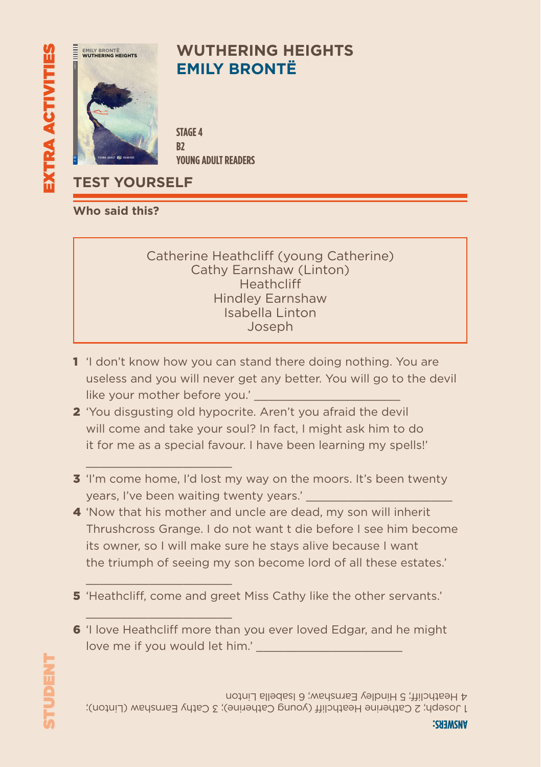EXTRA ACTIVITIES

# WUTHERING HEIGHTS
## EMILY BRONTË

**STAGE 4**
**B2**
**YOUNG ADULT READERS**

## TEST YOURSELF

**Who said this?**

Catherine Heathcliff (young Catherine)
Cathy Earnshaw (Linton)
Heathcliff
Hindley Earnshaw
Isabella Linton
Joseph

1. 'I don't know how you can stand there doing nothing. You are useless and you will never get any better. You will go to the devil like your mother before you.' ______________________
2. 'You disgusting old hypocrite. Aren't you afraid the devil will come and take your soul? In fact, I might ask him to do it for me as a special favour. I have been learning my spells!' ______________________
3. 'I'm come home, I'd lost my way on the moors. It's been twenty years, I've been waiting twenty years.' ______________________
4. 'Now that his mother and uncle are dead, my son will inherit Thrushcross Grange. I do not want t die before I see him become its owner, so I will make sure he stays alive because I want the triumph of seeing my son become lord of all these estates.' ______________________
5. 'Heathcliff, come and greet Miss Cathy like the other servants.' ______________________
6. 'I love Heathcliff more than you ever loved Edgar, and he might love me if you would let him.' ______________________

**ANSWERS:**
1 Joseph; 2 Catherine Heathcliff (young Catherine); 3 Cathy Earnshaw (Linton); 4 Heathcliff; 5 Hindley Earnshaw; 6 Isabella Linton

STUDENT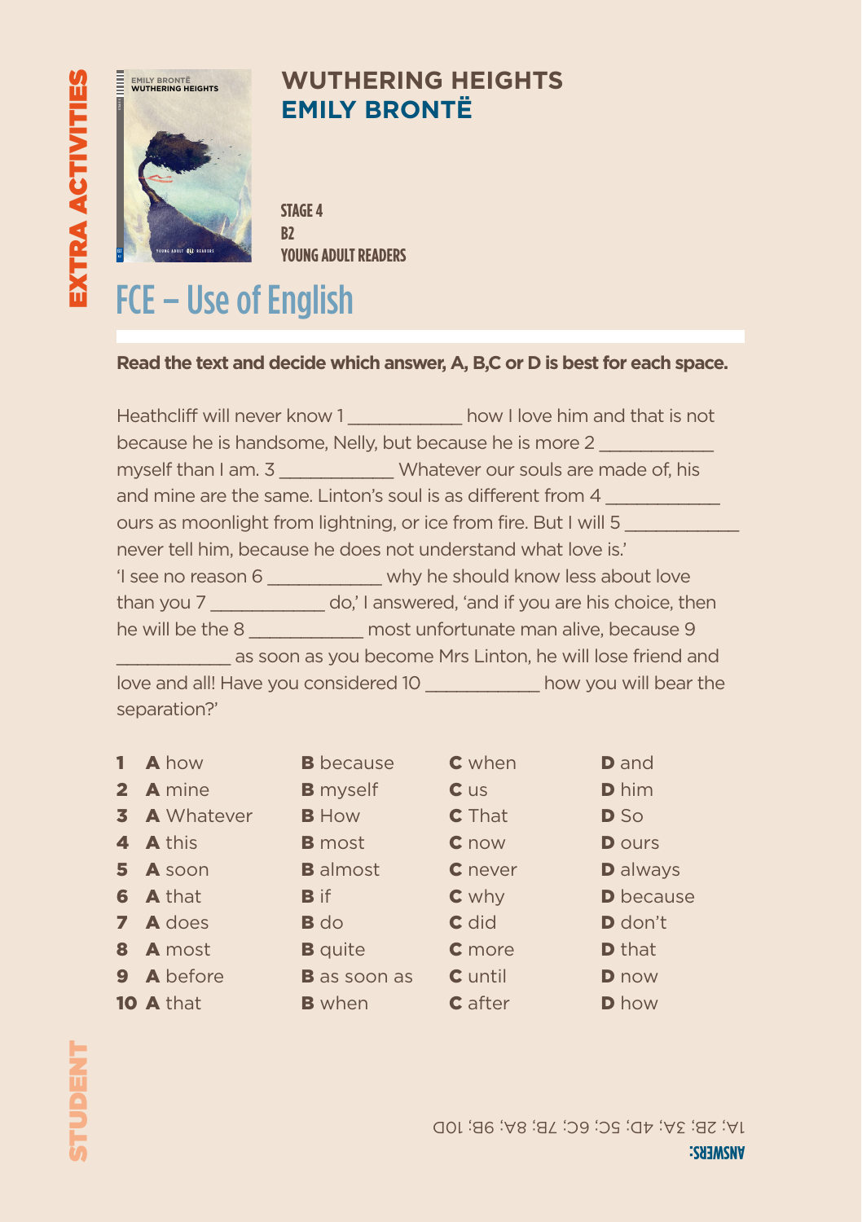EXTRA ACTIVITIES

# WUTHERING HEIGHTS
## EMILY BRONTË

STAGE 4
B2
YOUNG ADULT READERS

# FCE – Use of English

**Read the text and decide which answer, A, B,C or D is best for each space.**

Heathcliff will never know 1 ___________ how I love him and that is not because he is handsome, Nelly, but because he is more 2 ___________ myself than I am. 3 ___________ Whatever our souls are made of, his and mine are the same. Linton's soul is as different from 4 ___________ ours as moonlight from lightning, or ice from fire. But I will 5 ___________ never tell him, because he does not understand what love is.'
'I see no reason 6 ___________ why he should know less about love than you 7 ___________ do,' I answered, 'and if you are his choice, then he will be the 8 ___________ most unfortunate man alive, because 9 ___________ as soon as you become Mrs Linton, he will lose friend and love and all! Have you considered 10 ___________ how you will bear the separation?'

| | A | B | C | D |
|---|---|---|---|---|
| **1** | how | because | when | and |
| **2** | mine | myself | us | him |
| **3** | Whatever | How | That | So |
| **4** | this | most | now | ours |
| **5** | soon | almost | never | always |
| **6** | that | if | why | because |
| **7** | does | do | did | don't |
| **8** | most | quite | more | that |
| **9** | before | as soon as | until | now |
| **10** | that | when | after | how |

STUDENT

**ANSWERS:**
1A; 2B; 3A; 4D; 5C; 6C; 7B; 8A; 9B; 10D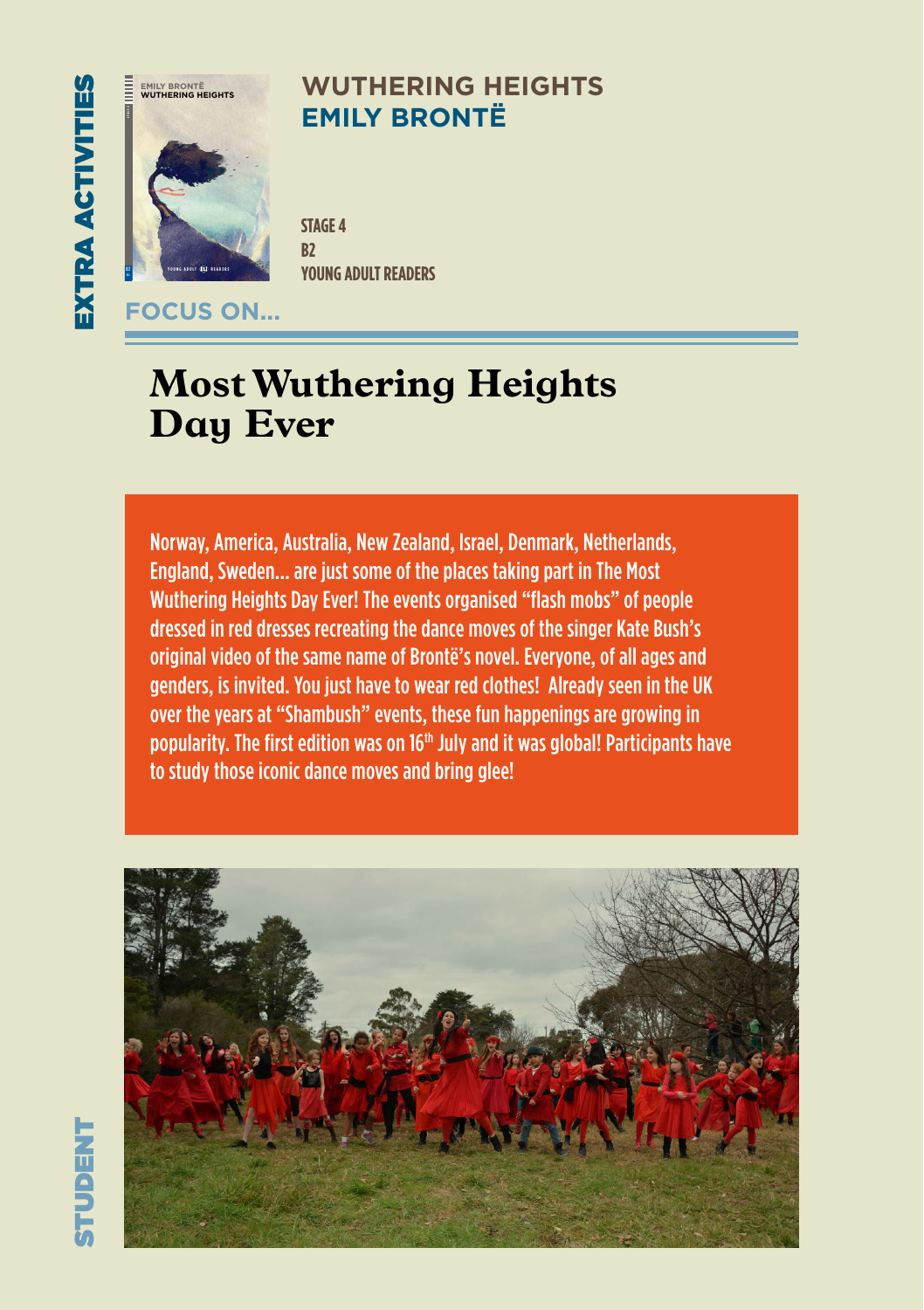EXTRA ACTIVITIES

## WUTHERING HEIGHTS
## EMILY BRONTË

STAGE 4
B2
YOUNG ADULT READERS

FOCUS ON...

# Most Wuthering Heights Day Ever

Norway, America, Australia, New Zealand, Israel, Denmark, Netherlands, England, Sweden... are just some of the places taking part in The Most Wuthering Heights Day Ever! The events organised “flash mobs” of people dressed in red dresses recreating the dance moves of the singer Kate Bush’s original video of the same name of Brontë’s novel. Everyone, of all ages and genders, is invited. You just have to wear red clothes! Already seen in the UK over the years at “Shambush” events, these fun happenings are growing in popularity. The first edition was on 16th July and it was global! Participants have to study those iconic dance moves and bring glee!

STUDENT